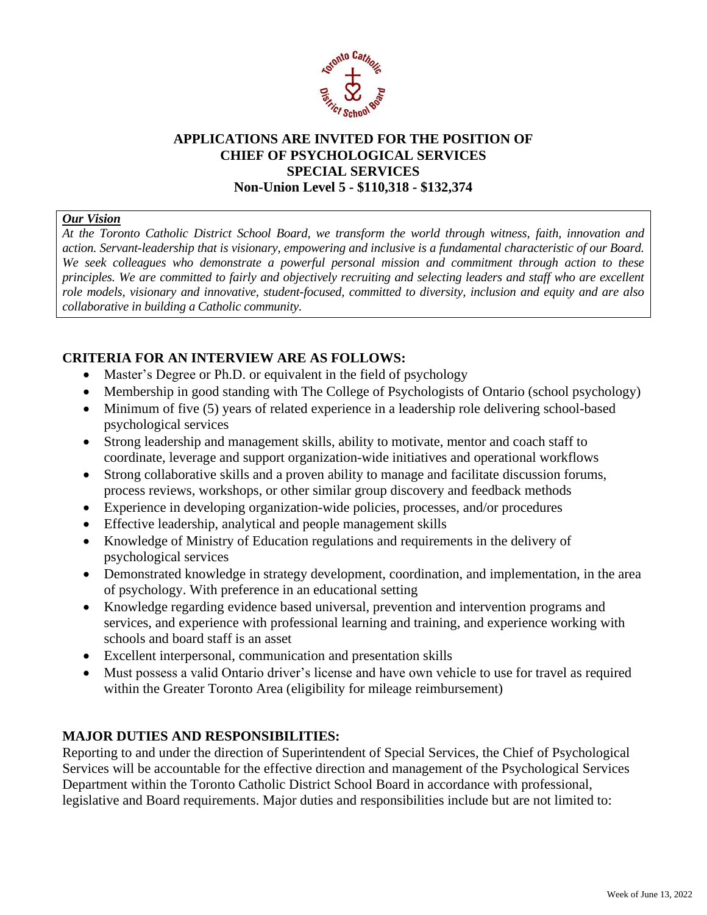**APPLICATIONS ARE INVITED FOR THE POSITION OF**
**CHIEF OF PSYCHOLOGICAL SERVICES**
**SPECIAL SERVICES**
**Non-Union Level 5 - $110,318 - $132,374**

***Our Vision***

*At the Toronto Catholic District School Board, we transform the world through witness, faith, innovation and action. Servant-leadership that is visionary, empowering and inclusive is a fundamental characteristic of our Board. We seek colleagues who demonstrate a powerful personal mission and commitment through action to these principles. We are committed to fairly and objectively recruiting and selecting leaders and staff who are excellent role models, visionary and innovative, student-focused, committed to diversity, inclusion and equity and are also collaborative in building a Catholic community.*

## CRITERIA FOR AN INTERVIEW ARE AS FOLLOWS:

- Master's Degree or Ph.D. or equivalent in the field of psychology
- Membership in good standing with The College of Psychologists of Ontario (school psychology)
- Minimum of five (5) years of related experience in a leadership role delivering school-based psychological services
- Strong leadership and management skills, ability to motivate, mentor and coach staff to coordinate, leverage and support organization-wide initiatives and operational workflows
- Strong collaborative skills and a proven ability to manage and facilitate discussion forums, process reviews, workshops, or other similar group discovery and feedback methods
- Experience in developing organization-wide policies, processes, and/or procedures
- Effective leadership, analytical and people management skills
- Knowledge of Ministry of Education regulations and requirements in the delivery of psychological services
- Demonstrated knowledge in strategy development, coordination, and implementation, in the area of psychology. With preference in an educational setting
- Knowledge regarding evidence based universal, prevention and intervention programs and services, and experience with professional learning and training, and experience working with schools and board staff is an asset
- Excellent interpersonal, communication and presentation skills
- Must possess a valid Ontario driver's license and have own vehicle to use for travel as required within the Greater Toronto Area (eligibility for mileage reimbursement)

## MAJOR DUTIES AND RESPONSIBILITIES:

Reporting to and under the direction of Superintendent of Special Services, the Chief of Psychological Services will be accountable for the effective direction and management of the Psychological Services Department within the Toronto Catholic District School Board in accordance with professional, legislative and Board requirements. Major duties and responsibilities include but are not limited to: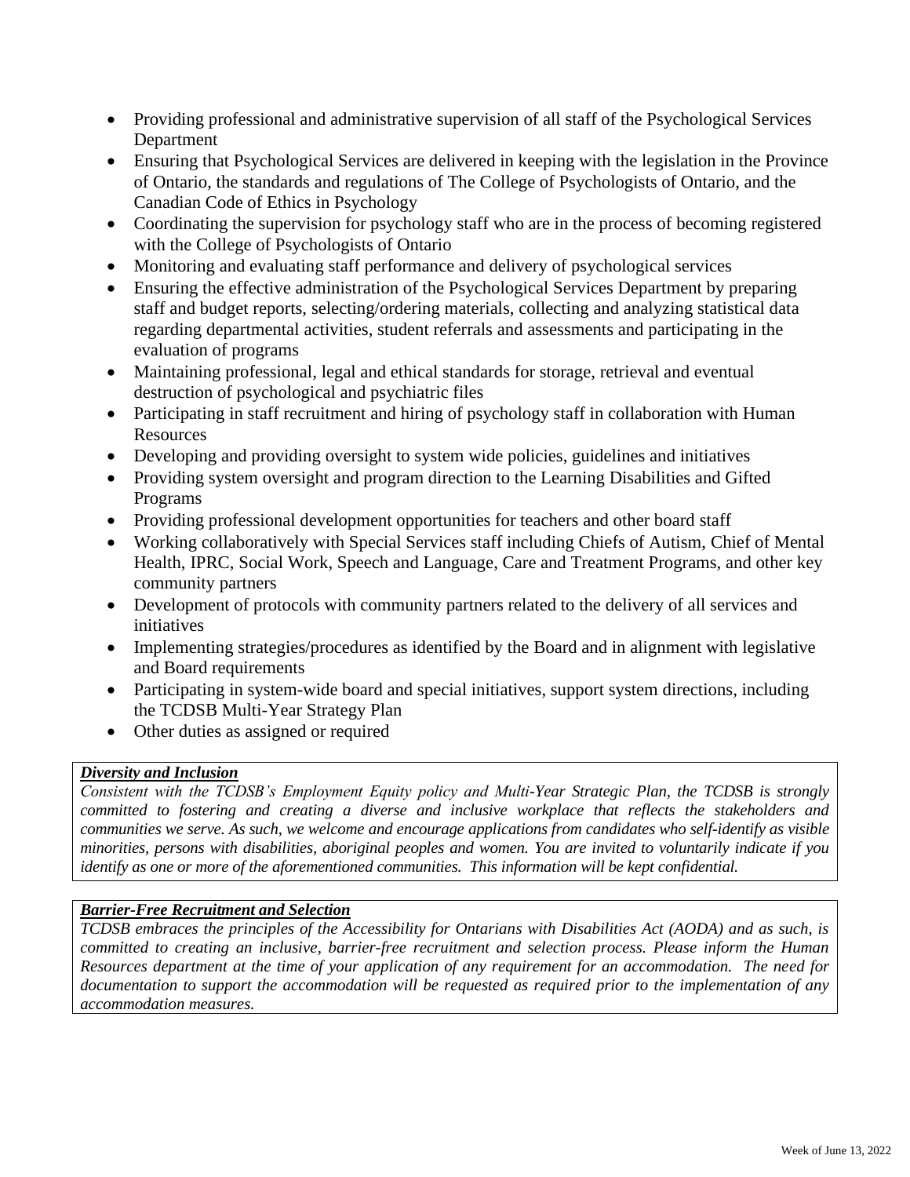- Providing professional and administrative supervision of all staff of the Psychological Services Department
- Ensuring that Psychological Services are delivered in keeping with the legislation in the Province of Ontario, the standards and regulations of The College of Psychologists of Ontario, and the Canadian Code of Ethics in Psychology
- Coordinating the supervision for psychology staff who are in the process of becoming registered with the College of Psychologists of Ontario
- Monitoring and evaluating staff performance and delivery of psychological services
- Ensuring the effective administration of the Psychological Services Department by preparing staff and budget reports, selecting/ordering materials, collecting and analyzing statistical data regarding departmental activities, student referrals and assessments and participating in the evaluation of programs
- Maintaining professional, legal and ethical standards for storage, retrieval and eventual destruction of psychological and psychiatric files
- Participating in staff recruitment and hiring of psychology staff in collaboration with Human Resources
- Developing and providing oversight to system wide policies, guidelines and initiatives
- Providing system oversight and program direction to the Learning Disabilities and Gifted Programs
- Providing professional development opportunities for teachers and other board staff
- Working collaboratively with Special Services staff including Chiefs of Autism, Chief of Mental Health, IPRC, Social Work, Speech and Language, Care and Treatment Programs, and other key community partners
- Development of protocols with community partners related to the delivery of all services and initiatives
- Implementing strategies/procedures as identified by the Board and in alignment with legislative and Board requirements
- Participating in system-wide board and special initiatives, support system directions, including the TCDSB Multi-Year Strategy Plan
- Other duties as assigned or required

***Diversity and Inclusion***

*Consistent with the TCDSB's Employment Equity policy and Multi-Year Strategic Plan, the TCDSB is strongly committed to fostering and creating a diverse and inclusive workplace that reflects the stakeholders and communities we serve. As such, we welcome and encourage applications from candidates who self-identify as visible minorities, persons with disabilities, aboriginal peoples and women. You are invited to voluntarily indicate if you identify as one or more of the aforementioned communities. This information will be kept confidential.*

***Barrier-Free Recruitment and Selection***

*TCDSB embraces the principles of the Accessibility for Ontarians with Disabilities Act (AODA) and as such, is committed to creating an inclusive, barrier-free recruitment and selection process. Please inform the Human Resources department at the time of your application of any requirement for an accommodation. The need for documentation to support the accommodation will be requested as required prior to the implementation of any accommodation measures.*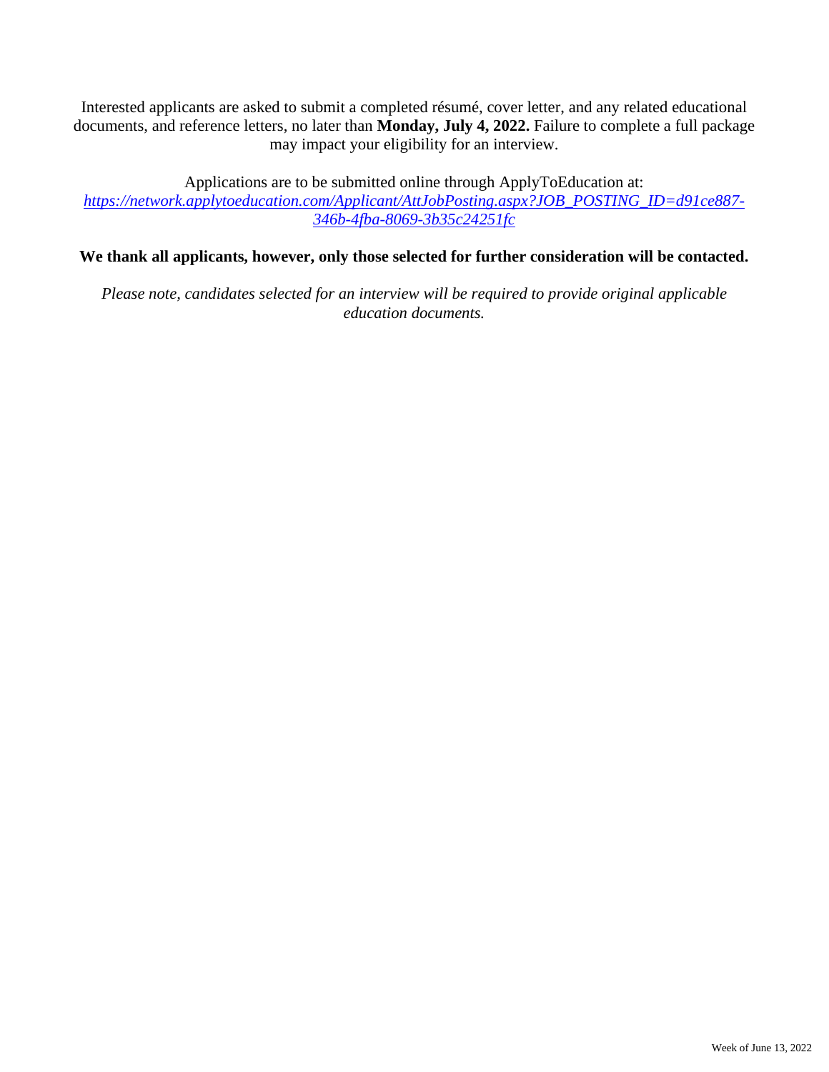Interested applicants are asked to submit a completed résumé, cover letter, and any related educational documents, and reference letters, no later than **Monday, July 4, 2022.** Failure to complete a full package may impact your eligibility for an interview.

Applications are to be submitted online through ApplyToEducation at:
*[https://network.applytoeducation.com/Applicant/AttJobPosting.aspx?JOB_POSTING_ID=d91ce887-346b-4fba-8069-3b35c24251fc](https://network.applytoeducation.com/Applicant/AttJobPosting.aspx?JOB_POSTING_ID=d91ce887-346b-4fba-8069-3b35c24251fc)*

**We thank all applicants, however, only those selected for further consideration will be contacted.**

*Please note, candidates selected for an interview will be required to provide original applicable education documents.*

Week of June 13, 2022